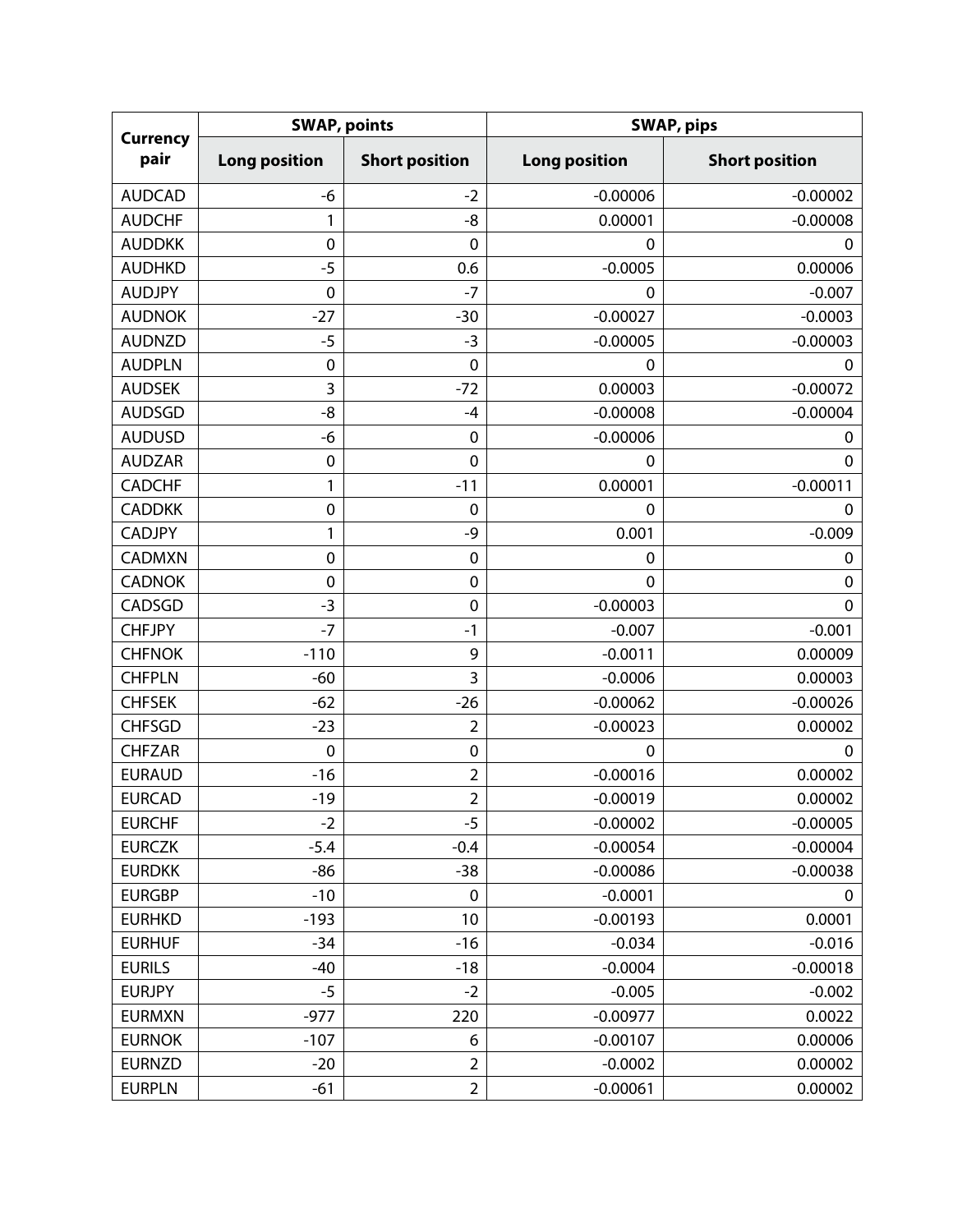| Currency pair | SWAP, points | | SWAP, pips | |
|---|---|---|---|---|
| | Long position | Short position | Long position | Short position |
| AUDCAD | -6 | -2 | -0.00006 | -0.00002 |
| AUDCHF | 1 | -8 | 0.00001 | -0.00008 |
| AUDDKK | 0 | 0 | 0 | 0 |
| AUDHKD | -5 | 0.6 | -0.0005 | 0.00006 |
| AUDJPY | 0 | -7 | 0 | -0.007 |
| AUDNOK | -27 | -30 | -0.00027 | -0.0003 |
| AUDNZD | -5 | -3 | -0.00005 | -0.00003 |
| AUDPLN | 0 | 0 | 0 | 0 |
| AUDSEK | 3 | -72 | 0.00003 | -0.00072 |
| AUDSGD | -8 | -4 | -0.00008 | -0.00004 |
| AUDUSD | -6 | 0 | -0.00006 | 0 |
| AUDZAR | 0 | 0 | 0 | 0 |
| CADCHF | 1 | -11 | 0.00001 | -0.00011 |
| CADDKK | 0 | 0 | 0 | 0 |
| CADJPY | 1 | -9 | 0.001 | -0.009 |
| CADMXN | 0 | 0 | 0 | 0 |
| CADNOK | 0 | 0 | 0 | 0 |
| CADSGD | -3 | 0 | -0.00003 | 0 |
| CHFJPY | -7 | -1 | -0.007 | -0.001 |
| CHFNOK | -110 | 9 | -0.0011 | 0.00009 |
| CHFPLN | -60 | 3 | -0.0006 | 0.00003 |
| CHFSEK | -62 | -26 | -0.00062 | -0.00026 |
| CHFSGD | -23 | 2 | -0.00023 | 0.00002 |
| CHFZAR | 0 | 0 | 0 | 0 |
| EURAUD | -16 | 2 | -0.00016 | 0.00002 |
| EURCAD | -19 | 2 | -0.00019 | 0.00002 |
| EURCHF | -2 | -5 | -0.00002 | -0.00005 |
| EURCZK | -5.4 | -0.4 | -0.00054 | -0.00004 |
| EURDKK | -86 | -38 | -0.00086 | -0.00038 |
| EURGBP | -10 | 0 | -0.0001 | 0 |
| EURHKD | -193 | 10 | -0.00193 | 0.0001 |
| EURHUF | -34 | -16 | -0.034 | -0.016 |
| EURILS | -40 | -18 | -0.0004 | -0.00018 |
| EURJPY | -5 | -2 | -0.005 | -0.002 |
| EURMXN | -977 | 220 | -0.00977 | 0.0022 |
| EURNOK | -107 | 6 | -0.00107 | 0.00006 |
| EURNZD | -20 | 2 | -0.0002 | 0.00002 |
| EURPLN | -61 | 2 | -0.00061 | 0.00002 |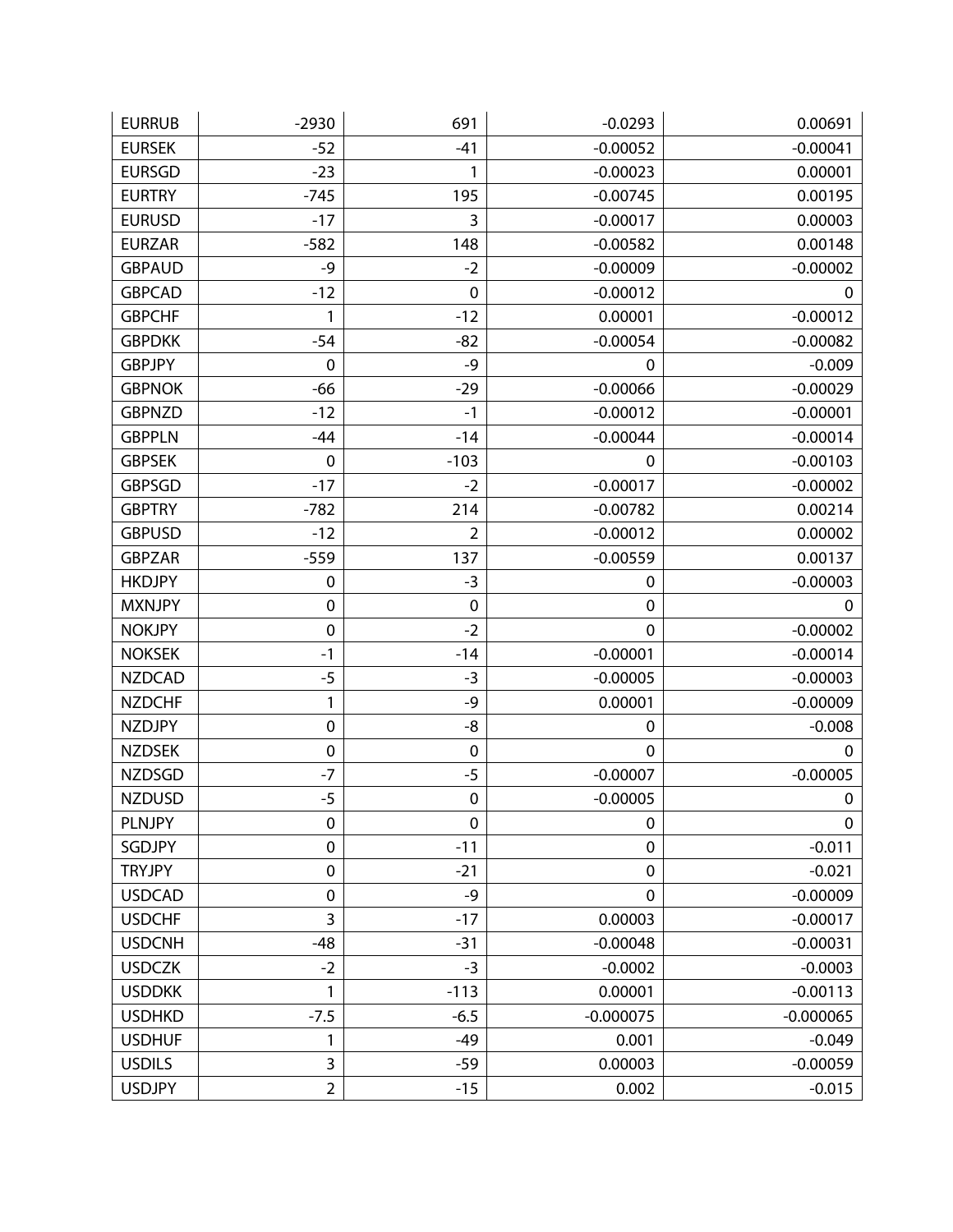| | | | | |
|---|---|---|---|---|
| EURRUB | -2930 | 691 | -0.0293 | 0.00691 |
| EURSEK | -52 | -41 | -0.00052 | -0.00041 |
| EURSGD | -23 | 1 | -0.00023 | 0.00001 |
| EURTRY | -745 | 195 | -0.00745 | 0.00195 |
| EURUSD | -17 | 3 | -0.00017 | 0.00003 |
| EURZAR | -582 | 148 | -0.00582 | 0.00148 |
| GBPAUD | -9 | -2 | -0.00009 | -0.00002 |
| GBPCAD | -12 | 0 | -0.00012 | 0 |
| GBPCHF | 1 | -12 | 0.00001 | -0.00012 |
| GBPDKK | -54 | -82 | -0.00054 | -0.00082 |
| GBPJPY | 0 | -9 | 0 | -0.009 |
| GBPNOK | -66 | -29 | -0.00066 | -0.00029 |
| GBPNZD | -12 | -1 | -0.00012 | -0.00001 |
| GBPPLN | -44 | -14 | -0.00044 | -0.00014 |
| GBPSEK | 0 | -103 | 0 | -0.00103 |
| GBPSGD | -17 | -2 | -0.00017 | -0.00002 |
| GBPTRY | -782 | 214 | -0.00782 | 0.00214 |
| GBPUSD | -12 | 2 | -0.00012 | 0.00002 |
| GBPZAR | -559 | 137 | -0.00559 | 0.00137 |
| HKDJPY | 0 | -3 | 0 | -0.00003 |
| MXNJPY | 0 | 0 | 0 | 0 |
| NOKJPY | 0 | -2 | 0 | -0.00002 |
| NOKSEK | -1 | -14 | -0.00001 | -0.00014 |
| NZDCAD | -5 | -3 | -0.00005 | -0.00003 |
| NZDCHF | 1 | -9 | 0.00001 | -0.00009 |
| NZDJPY | 0 | -8 | 0 | -0.008 |
| NZDSEK | 0 | 0 | 0 | 0 |
| NZDSGD | -7 | -5 | -0.00007 | -0.00005 |
| NZDUSD | -5 | 0 | -0.00005 | 0 |
| PLNJPY | 0 | 0 | 0 | 0 |
| SGDJPY | 0 | -11 | 0 | -0.011 |
| TRYJPY | 0 | -21 | 0 | -0.021 |
| USDCAD | 0 | -9 | 0 | -0.00009 |
| USDCHF | 3 | -17 | 0.00003 | -0.00017 |
| USDCNH | -48 | -31 | -0.00048 | -0.00031 |
| USDCZK | -2 | -3 | -0.0002 | -0.0003 |
| USDDKK | 1 | -113 | 0.00001 | -0.00113 |
| USDHKD | -7.5 | -6.5 | -0.000075 | -0.000065 |
| USDHUF | 1 | -49 | 0.001 | -0.049 |
| USDILS | 3 | -59 | 0.00003 | -0.00059 |
| USDJPY | 2 | -15 | 0.002 | -0.015 |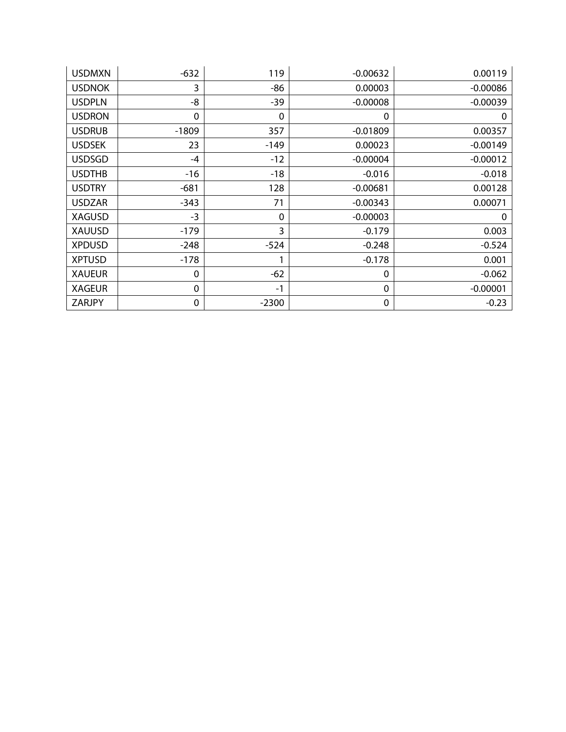| | | | | |
|---|---|---|---|---|
| USDMXN | -632 | 119 | -0.00632 | 0.00119 |
| USDNOK | 3 | -86 | 0.00003 | -0.00086 |
| USDPLN | -8 | -39 | -0.00008 | -0.00039 |
| USDRON | 0 | 0 | 0 | 0 |
| USDRUB | -1809 | 357 | -0.01809 | 0.00357 |
| USDSEK | 23 | -149 | 0.00023 | -0.00149 |
| USDSGD | -4 | -12 | -0.00004 | -0.00012 |
| USDTHB | -16 | -18 | -0.016 | -0.018 |
| USDTRY | -681 | 128 | -0.00681 | 0.00128 |
| USDZAR | -343 | 71 | -0.00343 | 0.00071 |
| XAGUSD | -3 | 0 | -0.00003 | 0 |
| XAUUSD | -179 | 3 | -0.179 | 0.003 |
| XPDUSD | -248 | -524 | -0.248 | -0.524 |
| XPTUSD | -178 | 1 | -0.178 | 0.001 |
| XAUEUR | 0 | -62 | 0 | -0.062 |
| XAGEUR | 0 | -1 | 0 | -0.00001 |
| ZARJPY | 0 | -2300 | 0 | -0.23 |